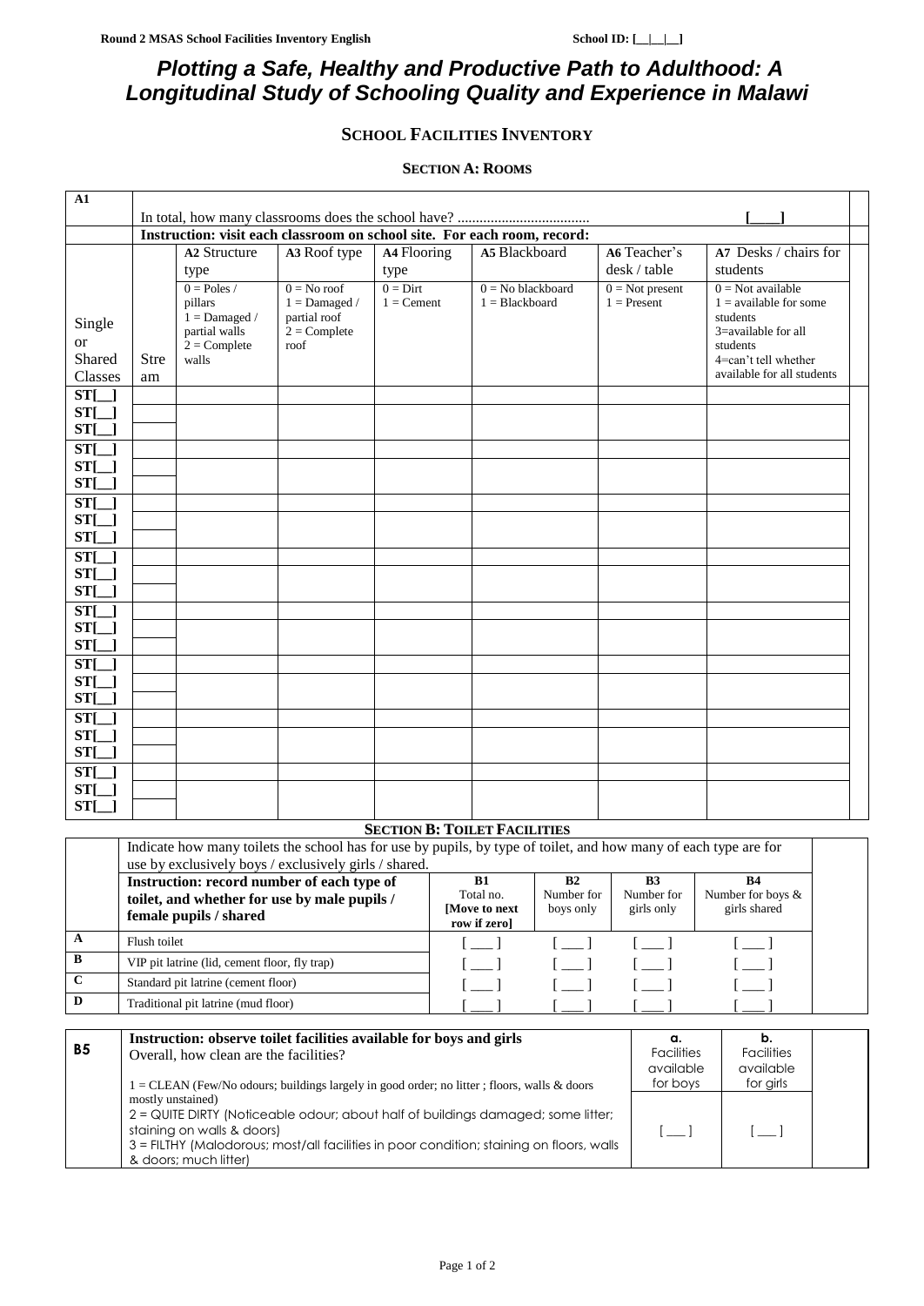# Plotting a Safe, Healthy and Productive Path to Adulthood: A Longitudinal Study of Schooling Quality and Experience in Malawi

## SCHOOL FACILITIES INVENTORY

### SECTION A: ROOMS

| A1 | In total, how many classrooms does the school have? .................................... [____] | | | | | | |
|---|---|---|---|---|---|---|---|
| | **Instruction: visit each classroom on school site. For each room, record:** | | | | | | |
| Single or Shared Classes | Stream | **A2** Structure type<br>0 = Poles / pillars<br>1 = Damaged / partial walls<br>2 = Complete walls | **A3** Roof type<br>0 = No roof<br>1 = Damaged / partial roof<br>2 = Complete roof | **A4** Flooring type<br>0 = Dirt<br>1 = Cement | **A5** Blackboard<br>0 = No blackboard<br>1 = Blackboard | **A6** Teacher's desk / table<br>0 = Not present<br>1 = Present | **A7** Desks / chairs for students<br>0 = Not available<br>1 = available for some students<br>3=available for all students<br>4=can't tell whether available for all students |
| ST[__] | | | | | | | |
| ST[__]<br>ST[__] | | | | | | | |
| ST[__] | | | | | | | |
| ST[__]<br>ST[__] | | | | | | | |
| ST[__] | | | | | | | |
| ST[__]<br>ST[__] | | | | | | | |
| ST[__] | | | | | | | |
| ST[__]<br>ST[__] | | | | | | | |
| ST[__] | | | | | | | |
| ST[__]<br>ST[__] | | | | | | | |
| ST[__] | | | | | | | |
| ST[__]<br>ST[__] | | | | | | | |
| ST[__] | | | | | | | |
| ST[__]<br>ST[__] | | | | | | | |
| ST[__] | | | | | | | |
| ST[__]<br>ST[__] | | | | | | | |

### SECTION B: TOILET FACILITIES

| | Indicate how many toilets the school has for use by pupils, by type of toilet, and how many of each type are for use by exclusively boys / exclusively girls / shared. | | | | |
|---|---|---|---|---|---|
| | **Instruction: record number of each type of toilet, and whether for use by male pupils / female pupils / shared** | **B1** Total no. **[Move to next row if zero]** | **B2** Number for boys only | **B3** Number for girls only | **B4** Number for boys & girls shared |
| **A** | Flush toilet | [ ___ ] | [ ___ ] | [ ___ ] | [ ___ ] |
| **B** | VIP pit latrine (lid, cement floor, fly trap) | [ ___ ] | [ ___ ] | [ ___ ] | [ ___ ] |
| **C** | Standard pit latrine (cement floor) | [ ___ ] | [ ___ ] | [ ___ ] | [ ___ ] |
| **D** | Traditional pit latrine (mud floor) | [ ___ ] | [ ___ ] | [ ___ ] | [ ___ ] |

| **B5** | **Instruction: observe toilet facilities available for boys and girls**<br>Overall, how clean are the facilities? | **a.** Facilities available for boys | **b.** Facilities available for girls |
|---|---|---|---|
| | 1 = CLEAN (Few/No odours; buildings largely in good order; no litter ; floors, walls & doors mostly unstained)<br>2 = QUITE DIRTY (Noticeable odour; about half of buildings damaged; some litter; staining on walls & doors)<br>3 = FILTHY (Malodorous; most/all facilities in poor condition; staining on floors, walls & doors; much litter) | [ ___ ] | [ ___ ] |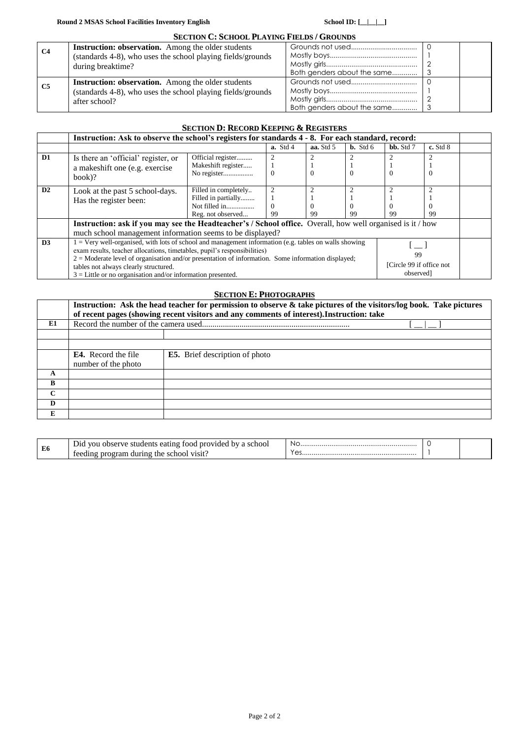## SECTION C: SCHOOL PLAYING FIELDS / GROUNDS

| | | | | |
|---|---|---|---|---|
| **C4** | **Instruction: observation.** Among the older students (standards 4-8), who uses the school playing fields/grounds during breaktime? | Grounds not used.................................<br>Mostly boys............................................<br>Mostly girls...............................................<br>Both genders about the same............ | 0<br>1<br>2<br>3 | |
| **C5** | **Instruction: observation.** Among the older students (standards 4-8), who uses the school playing fields/grounds after school? | Grounds not used.................................<br>Mostly boys............................................<br>Mostly girls...............................................<br>Both genders about the same............ | 0<br>1<br>2<br>3 | |

## SECTION D: RECORD KEEPING & REGISTERS

| | | | | | | | | |
|---|---|---|---|---|---|---|---|---|
| | **Instruction: Ask to observe the school's registers for standards 4 - 8. For each standard, record:** | | | | | | | |
| | | | **a.** Std 4 | **aa.** Std 5 | **b.** Std 6 | **bb.** Std 7 | **c.** Std 8 | |
| **D1** | Is there an 'official' register, or a makeshift one (e.g. exercise book)? | Official register.........<br>Makeshift register.....<br>No register................ | 2<br>1<br>0 | 2<br>1<br>0 | 2<br>1<br>0 | 2<br>1<br>0 | 2<br>1<br>0 | |
| **D2** | Look at the past 5 school-days. Has the register been: | Filled in completely..<br>Filled in partially........<br>Not filled in...............<br>Reg. not observed... | 2<br>1<br>0<br>99 | 2<br>1<br>0<br>99 | 2<br>1<br>0<br>99 | 2<br>1<br>0<br>99 | 2<br>1<br>0<br>99 | |
| | **Instruction: ask if you may see the Headteacher's / School office.** Overall, how well organised is it / how much school management information seems to be displayed? | | | | | | | |
| **D3** | 1 = Very well-organised, with lots of school and management information (e.g. tables on walls showing exam results, teacher allocations, timetables, pupil's responsibilities)<br>2 = Moderate level of organisation and/or presentation of information. Some information displayed; tables not always clearly structured.<br>3 = Little or no organisation and/or information presented. | | | | | [ __ ]<br>99<br>[Circle 99 if office not observed] | | |

## SECTION E: PHOTOGRAPHS

| | | |
|---|---|---|
| | **Instruction: Ask the head teacher for permission to observe & take pictures of the visitors/log book. Take pictures of recent pages (showing recent visitors and any comments of interest).Instruction: take** | |
| **E1** | Record the number of the camera used....................................................................... | [ __ \| __ ] |
| | | |
| | | |
| | **E4.** Record the file number of the photo | **E5.** Brief description of photo |
| **A** | | |
| **B** | | |
| **C** | | |
| **D** | | |
| **E** | | |

| | | | | |
|---|---|---|---|---|
| **E6** | Did you observe students eating food provided by a school feeding program during the school visit? | No...........................................................<br>Yes.......................................................... | 0<br>1 | |